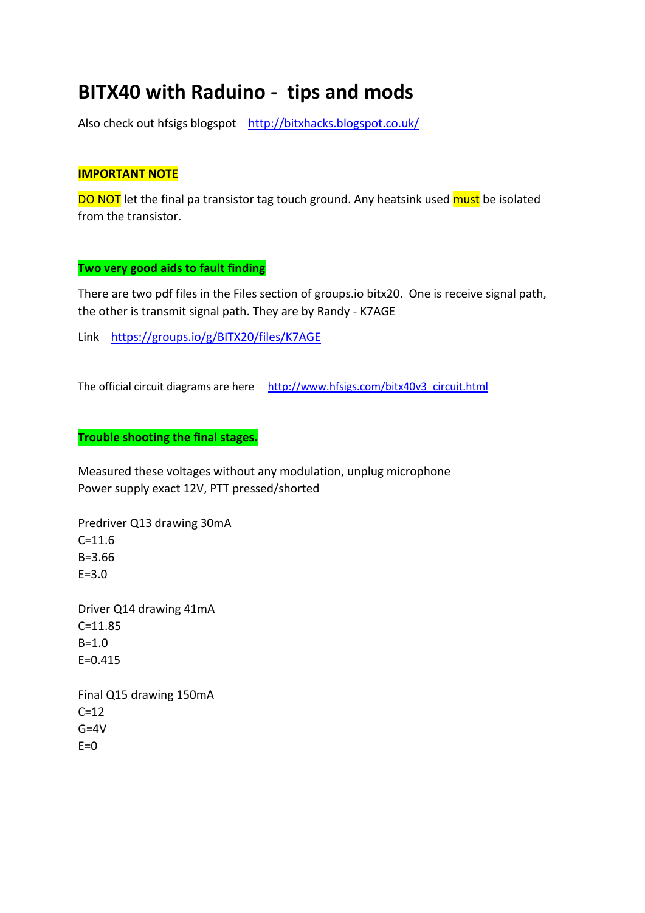# BITX40 with Raduino - tips and mods

Also check out hfsigs blogspot http://bitxhacks.blogspot.co.uk/

**IMPORTANT NOTE**

DO NOT let the final pa transistor tag touch ground. Any heatsink used must be isolated from the transistor.

**Two very good aids to fault finding**

There are two pdf files in the Files section of groups.io bitx20. One is receive signal path, the other is transmit signal path. They are by Randy - K7AGE

Link https://groups.io/g/BITX20/files/K7AGE

The official circuit diagrams are here http://www.hfsigs.com/bitx40v3_circuit.html

**Trouble shooting the final stages.**

Measured these voltages without any modulation, unplug microphone
Power supply exact 12V, PTT pressed/shorted

Predriver Q13 drawing 30mA
C=11.6
B=3.66
E=3.0

Driver Q14 drawing 41mA
C=11.85
B=1.0
E=0.415

Final Q15 drawing 150mA
C=12
G=4V
E=0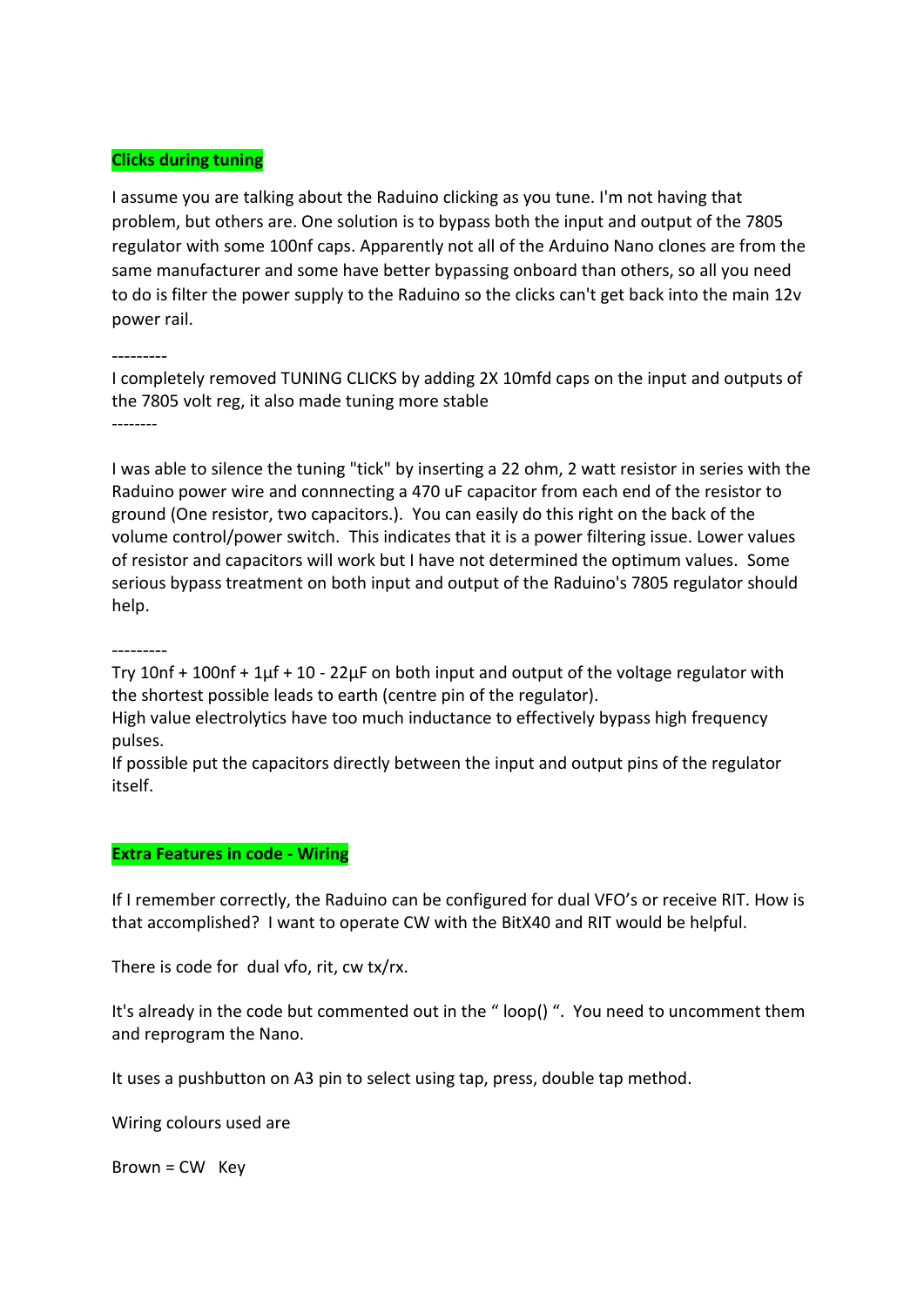**Clicks during tuning**

I assume you are talking about the Raduino clicking as you tune. I'm not having that problem, but others are. One solution is to bypass both the input and output of the 7805 regulator with some 100nf caps. Apparently not all of the Arduino Nano clones are from the same manufacturer and some have better bypassing onboard than others, so all you need to do is filter the power supply to the Raduino so the clicks can't get back into the main 12v power rail.

---------

I completely removed TUNING CLICKS by adding 2X 10mfd caps on the input and outputs of the 7805 volt reg, it also made tuning more stable

--------

I was able to silence the tuning "tick" by inserting a 22 ohm, 2 watt resistor in series with the Raduino power wire and connnecting a 470 uF capacitor from each end of the resistor to ground (One resistor, two capacitors.). You can easily do this right on the back of the volume control/power switch. This indicates that it is a power filtering issue. Lower values of resistor and capacitors will work but I have not determined the optimum values. Some serious bypass treatment on both input and output of the Raduino's 7805 regulator should help.

---------

Try 10nf + 100nf + 1µf + 10 - 22µF on both input and output of the voltage regulator with the shortest possible leads to earth (centre pin of the regulator).
High value electrolytics have too much inductance to effectively bypass high frequency pulses.
If possible put the capacitors directly between the input and output pins of the regulator itself.

**Extra Features in code - Wiring**

If I remember correctly, the Raduino can be configured for dual VFO's or receive RIT. How is that accomplished? I want to operate CW with the BitX40 and RIT would be helpful.

There is code for dual vfo, rit, cw tx/rx.

It's already in the code but commented out in the " loop() ". You need to uncomment them and reprogram the Nano.

It uses a pushbutton on A3 pin to select using tap, press, double tap method.

Wiring colours used are

Brown = CW Key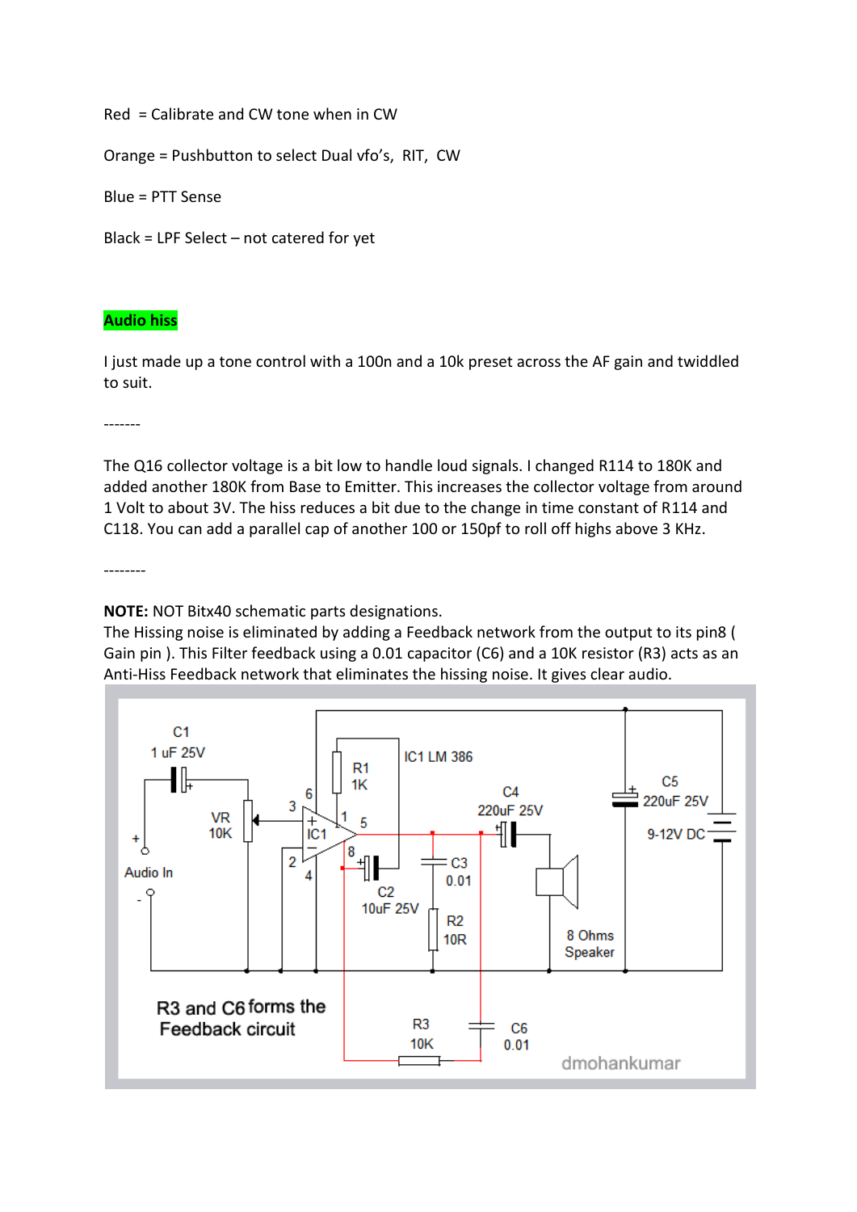Red = Calibrate and CW tone when in CW

Orange = Pushbutton to select Dual vfo's, RIT, CW

Blue = PTT Sense

Black = LPF Select – not catered for yet

**Audio hiss**

I just made up a tone control with a 100n and a 10k preset across the AF gain and twiddled to suit.

-------

The Q16 collector voltage is a bit low to handle loud signals. I changed R114 to 180K and added another 180K from Base to Emitter. This increases the collector voltage from around 1 Volt to about 3V. The hiss reduces a bit due to the change in time constant of R114 and C118. You can add a parallel cap of another 100 or 150pf to roll off highs above 3 KHz.

--------

**NOTE:** NOT Bitx40 schematic parts designations.
The Hissing noise is eliminated by adding a Feedback network from the output to its pin8 ( Gain pin ). This Filter feedback using a 0.01 capacitor (C6) and a 10K resistor (R3) acts as an Anti-Hiss Feedback network that eliminates the hissing noise. It gives clear audio.

C1 1 uF 25V, VR 10K, Audio In, R1 1K, IC1 LM 386, C4 220uF 25V, C5 220uF 25V, 9-12V DC, C2 10uF 25V, C3 0.01, R2 10R, 8 Ohms Speaker, R3 10K, C6 0.01

R3 and C6 forms the Feedback circuit

dmohankumar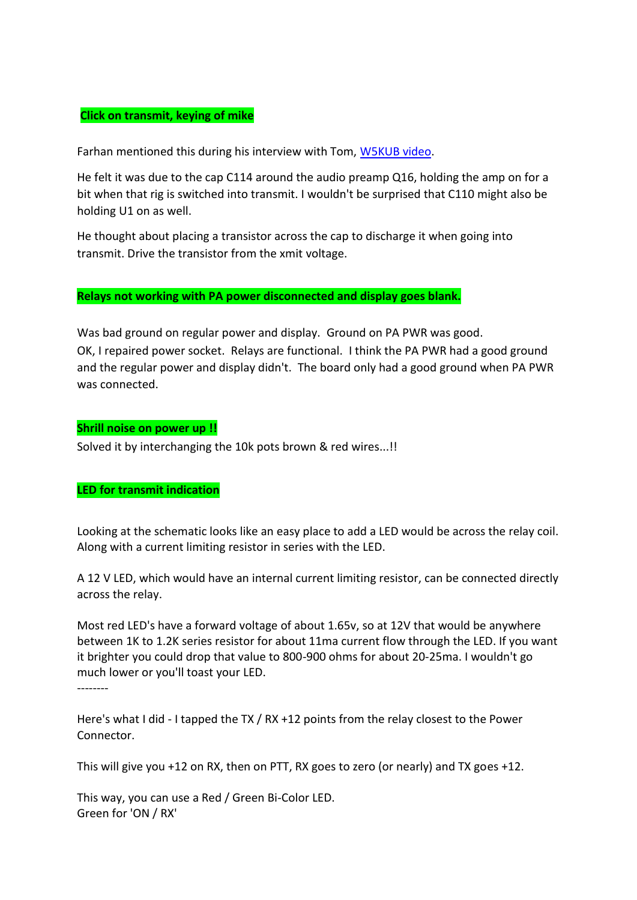**Click on transmit, keying of mike**

Farhan mentioned this during his interview with Tom, [W5KUB video](W5KUB video).

He felt it was due to the cap C114 around the audio preamp Q16, holding the amp on for a bit when that rig is switched into transmit. I wouldn't be surprised that C110 might also be holding U1 on as well.

He thought about placing a transistor across the cap to discharge it when going into transmit. Drive the transistor from the xmit voltage.

**Relays not working with PA power disconnected and display goes blank.**

Was bad ground on regular power and display. Ground on PA PWR was good.
OK, I repaired power socket. Relays are functional. I think the PA PWR had a good ground and the regular power and display didn't. The board only had a good ground when PA PWR was connected.

**Shrill noise on power up !!**

Solved it by interchanging the 10k pots brown & red wires...!!

**LED for transmit indication**

Looking at the schematic looks like an easy place to add a LED would be across the relay coil. Along with a current limiting resistor in series with the LED.

A 12 V LED, which would have an internal current limiting resistor, can be connected directly across the relay.

Most red LED's have a forward voltage of about 1.65v, so at 12V that would be anywhere between 1K to 1.2K series resistor for about 11ma current flow through the LED. If you want it brighter you could drop that value to 800-900 ohms for about 20-25ma. I wouldn't go much lower or you'll toast your LED.

--------

Here's what I did - I tapped the TX / RX +12 points from the relay closest to the Power Connector.

This will give you +12 on RX, then on PTT, RX goes to zero (or nearly) and TX goes +12.

This way, you can use a Red / Green Bi-Color LED.
Green for 'ON / RX'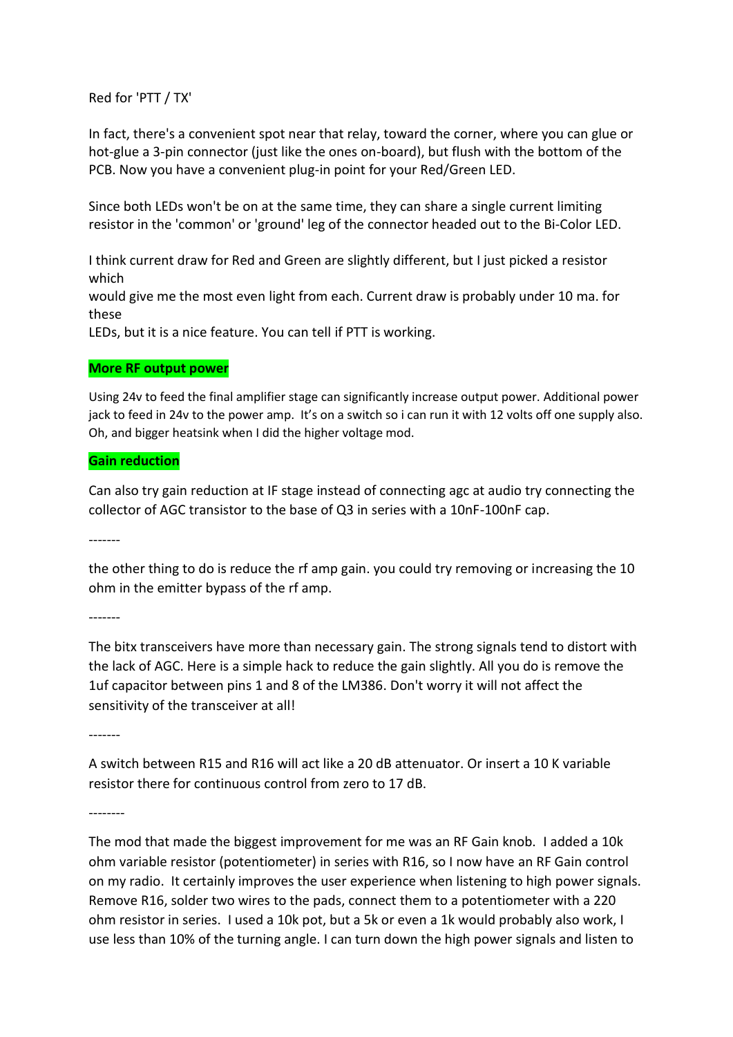Red for 'PTT / TX'

In fact, there's a convenient spot near that relay, toward the corner, where you can glue or hot-glue a 3-pin connector (just like the ones on-board), but flush with the bottom of the PCB. Now you have a convenient plug-in point for your Red/Green LED.

Since both LEDs won't be on at the same time, they can share a single current limiting resistor in the 'common' or 'ground' leg of the connector headed out to the Bi-Color LED.

I think current draw for Red and Green are slightly different, but I just picked a resistor which
would give me the most even light from each. Current draw is probably under 10 ma. for these
LEDs, but it is a nice feature. You can tell if PTT is working.

**More RF output power**

Using 24v to feed the final amplifier stage can significantly increase output power. Additional power jack to feed in 24v to the power amp. It's on a switch so i can run it with 12 volts off one supply also. Oh, and bigger heatsink when I did the higher voltage mod.

**Gain reduction**

Can also try gain reduction at IF stage instead of connecting agc at audio try connecting the collector of AGC transistor to the base of Q3 in series with a 10nF-100nF cap.

-------

the other thing to do is reduce the rf amp gain. you could try removing or increasing the 10 ohm in the emitter bypass of the rf amp.

-------

The bitx transceivers have more than necessary gain. The strong signals tend to distort with the lack of AGC. Here is a simple hack to reduce the gain slightly. All you do is remove the 1uf capacitor between pins 1 and 8 of the LM386. Don't worry it will not affect the sensitivity of the transceiver at all!

-------

A switch between R15 and R16 will act like a 20 dB attenuator. Or insert a 10 K variable resistor there for continuous control from zero to 17 dB.

--------

The mod that made the biggest improvement for me was an RF Gain knob. I added a 10k ohm variable resistor (potentiometer) in series with R16, so I now have an RF Gain control on my radio. It certainly improves the user experience when listening to high power signals. Remove R16, solder two wires to the pads, connect them to a potentiometer with a 220 ohm resistor in series. I used a 10k pot, but a 5k or even a 1k would probably also work, I use less than 10% of the turning angle. I can turn down the high power signals and listen to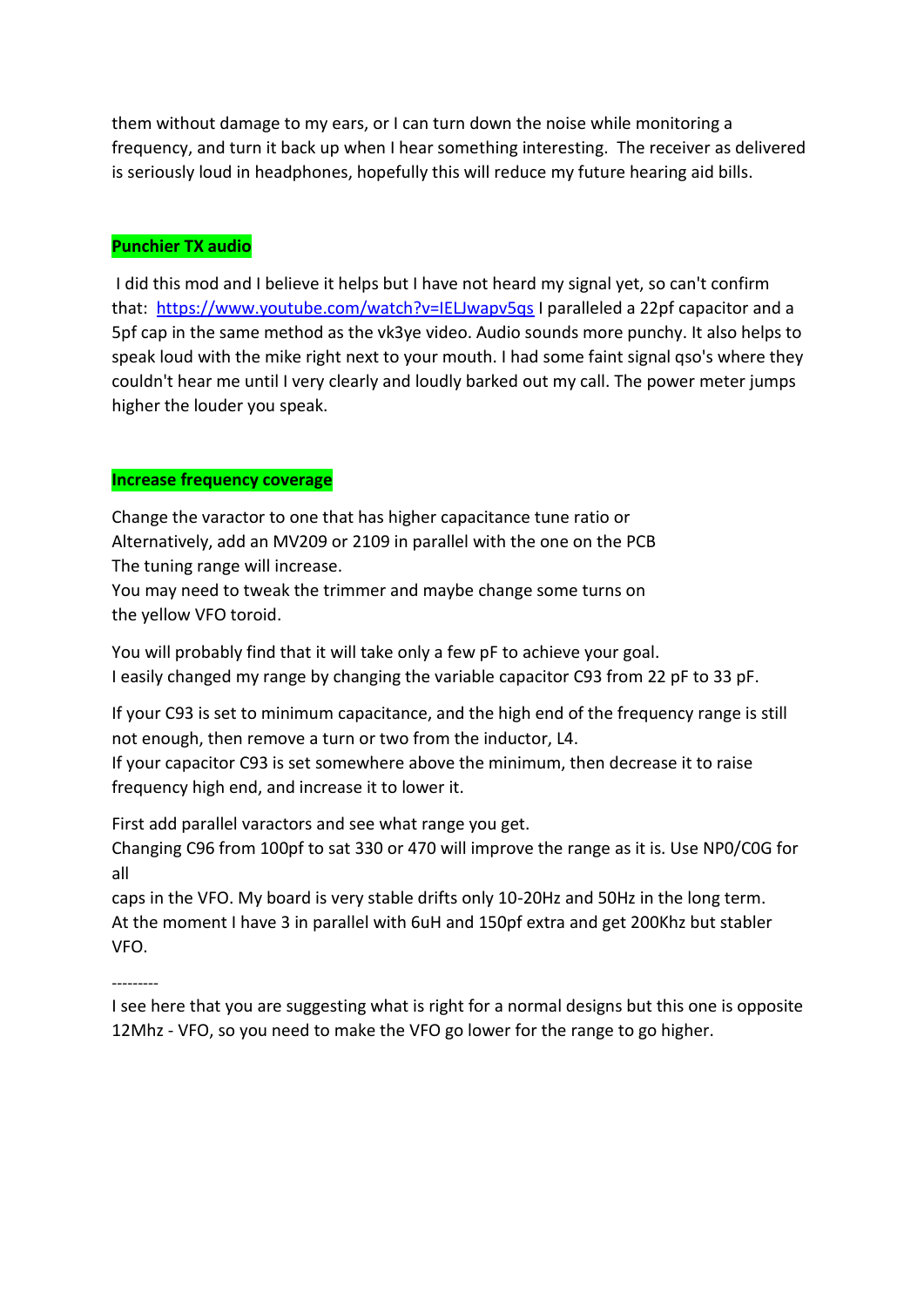them without damage to my ears, or I can turn down the noise while monitoring a frequency, and turn it back up when I hear something interesting. The receiver as delivered is seriously loud in headphones, hopefully this will reduce my future hearing aid bills.

**Punchier TX audio**

I did this mod and I believe it helps but I have not heard my signal yet, so can't confirm that: [https://www.youtube.com/watch?v=IELJwapv5qs](https://www.youtube.com/watch?v=IELJwapv5qs) I paralleled a 22pf capacitor and a 5pf cap in the same method as the vk3ye video. Audio sounds more punchy. It also helps to speak loud with the mike right next to your mouth. I had some faint signal qso's where they couldn't hear me until I very clearly and loudly barked out my call. The power meter jumps higher the louder you speak.

**Increase frequency coverage**

Change the varactor to one that has higher capacitance tune ratio or
Alternatively, add an MV209 or 2109 in parallel with the one on the PCB
The tuning range will increase.
You may need to tweak the trimmer and maybe change some turns on
the yellow VFO toroid.

You will probably find that it will take only a few pF to achieve your goal.
I easily changed my range by changing the variable capacitor C93 from 22 pF to 33 pF.

If your C93 is set to minimum capacitance, and the high end of the frequency range is still not enough, then remove a turn or two from the inductor, L4.
If your capacitor C93 is set somewhere above the minimum, then decrease it to raise frequency high end, and increase it to lower it.

First add parallel varactors and see what range you get.
Changing C96 from 100pf to sat 330 or 470 will improve the range as it is. Use NP0/C0G for all
caps in the VFO. My board is very stable drifts only 10-20Hz and 50Hz in the long term.
At the moment I have 3 in parallel with 6uH and 150pf extra and get 200Khz but stabler VFO.

---------

I see here that you are suggesting what is right for a normal designs but this one is opposite 12Mhz - VFO, so you need to make the VFO go lower for the range to go higher.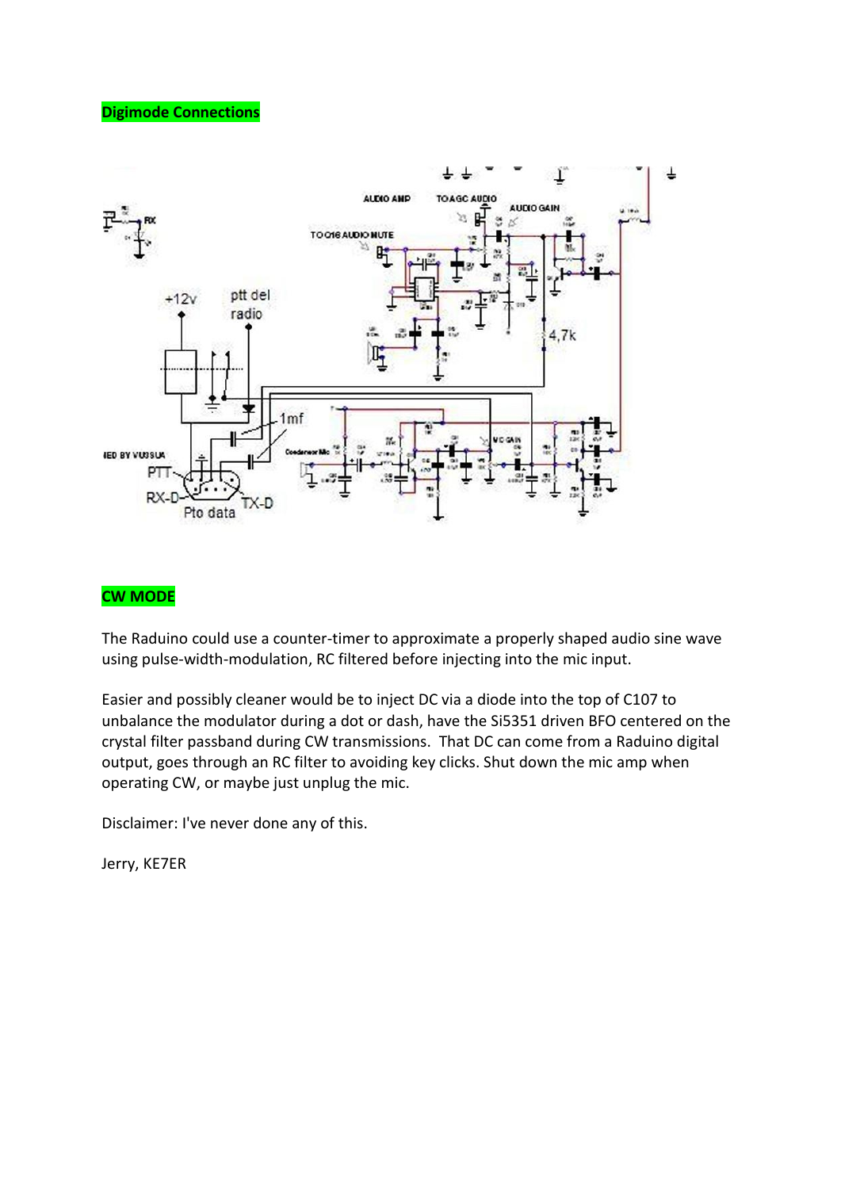**Digimode Connections**

**CW MODE**

The Raduino could use a counter-timer to approximate a properly shaped audio sine wave using pulse-width-modulation, RC filtered before injecting into the mic input.

Easier and possibly cleaner would be to inject DC via a diode into the top of C107 to unbalance the modulator during a dot or dash, have the Si5351 driven BFO centered on the crystal filter passband during CW transmissions. That DC can come from a Raduino digital output, goes through an RC filter to avoiding key clicks. Shut down the mic amp when operating CW, or maybe just unplug the mic.

Disclaimer: I've never done any of this.

Jerry, KE7ER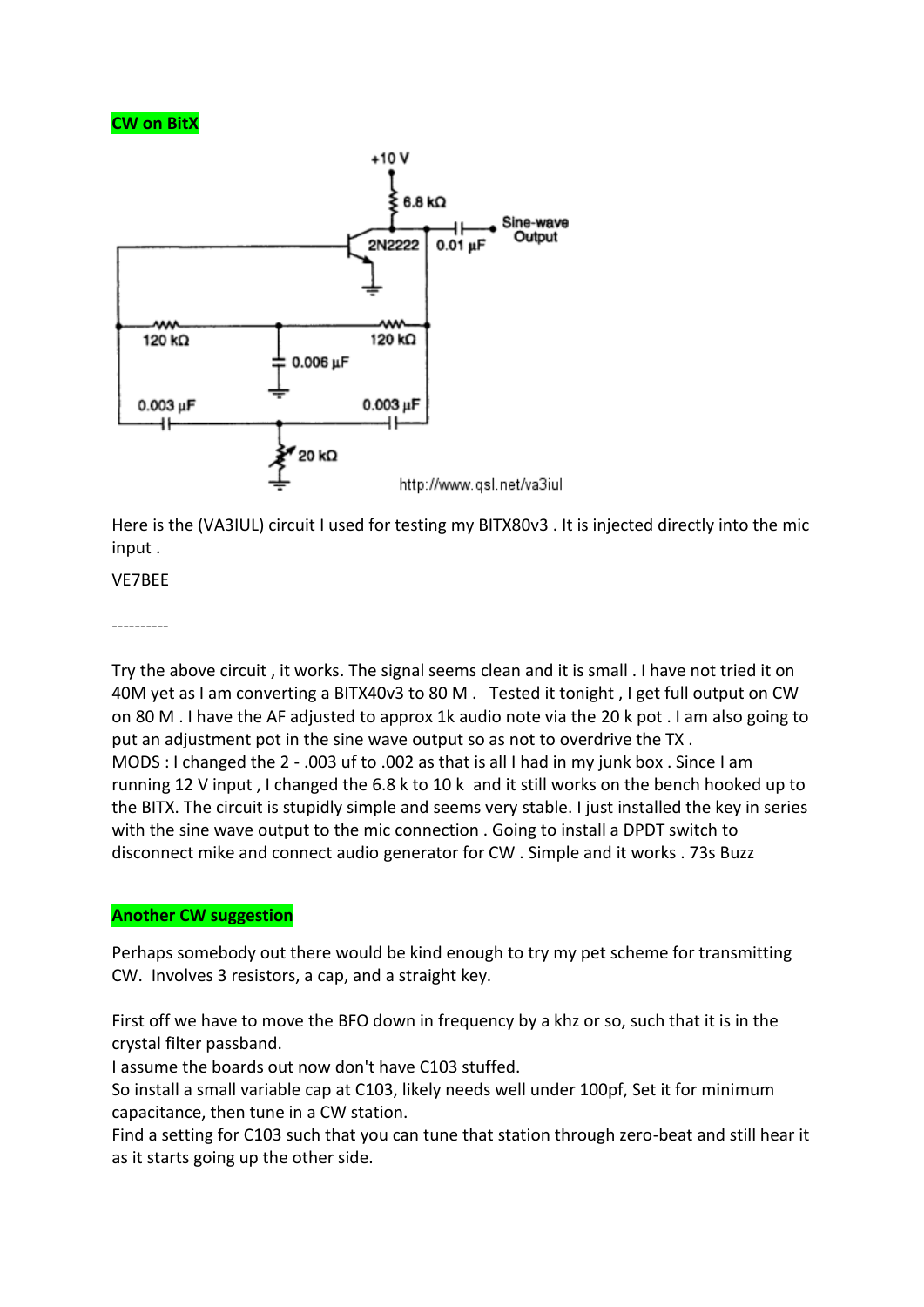**CW on BitX**

Here is the (VA3IUL) circuit I used for testing my BITX80v3 . It is injected directly into the mic input .

VE7BEE

----------

Try the above circuit , it works. The signal seems clean and it is small . I have not tried it on 40M yet as I am converting a BITX40v3 to 80 M . Tested it tonight , I get full output on CW on 80 M . I have the AF adjusted to approx 1k audio note via the 20 k pot . I am also going to put an adjustment pot in the sine wave output so as not to overdrive the TX .
MODS : I changed the 2 - .003 uf to .002 as that is all I had in my junk box . Since I am running 12 V input , I changed the 6.8 k to 10 k and it still works on the bench hooked up to the BITX. The circuit is stupidly simple and seems very stable. I just installed the key in series with the sine wave output to the mic connection . Going to install a DPDT switch to disconnect mike and connect audio generator for CW . Simple and it works . 73s Buzz

**Another CW suggestion**

Perhaps somebody out there would be kind enough to try my pet scheme for transmitting CW. Involves 3 resistors, a cap, and a straight key.

First off we have to move the BFO down in frequency by a khz or so, such that it is in the crystal filter passband.
I assume the boards out now don't have C103 stuffed.
So install a small variable cap at C103, likely needs well under 100pf, Set it for minimum capacitance, then tune in a CW station.
Find a setting for C103 such that you can tune that station through zero-beat and still hear it as it starts going up the other side.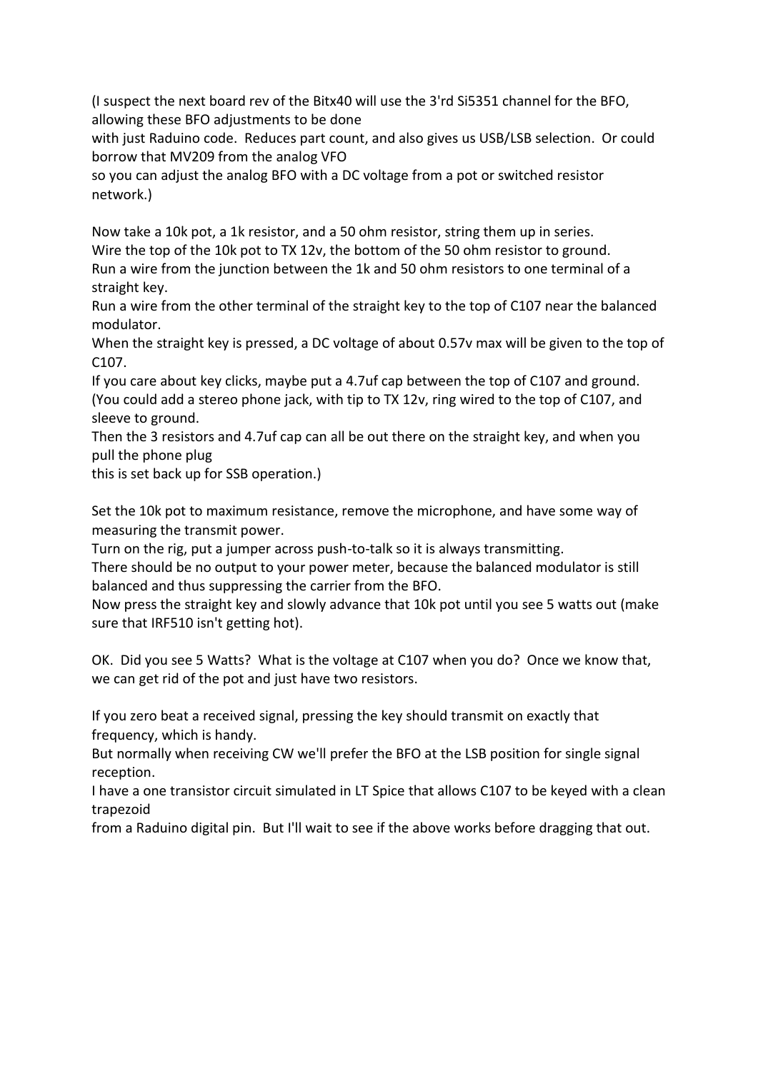(I suspect the next board rev of the Bitx40 will use the 3'rd Si5351 channel for the BFO, allowing these BFO adjustments to be done
with just Raduino code. Reduces part count, and also gives us USB/LSB selection. Or could borrow that MV209 from the analog VFO
so you can adjust the analog BFO with a DC voltage from a pot or switched resistor network.)

Now take a 10k pot, a 1k resistor, and a 50 ohm resistor, string them up in series.
Wire the top of the 10k pot to TX 12v, the bottom of the 50 ohm resistor to ground.
Run a wire from the junction between the 1k and 50 ohm resistors to one terminal of a straight key.
Run a wire from the other terminal of the straight key to the top of C107 near the balanced modulator.
When the straight key is pressed, a DC voltage of about 0.57v max will be given to the top of C107.
If you care about key clicks, maybe put a 4.7uf cap between the top of C107 and ground.
(You could add a stereo phone jack, with tip to TX 12v, ring wired to the top of C107, and sleeve to ground.
Then the 3 resistors and 4.7uf cap can all be out there on the straight key, and when you pull the phone plug
this is set back up for SSB operation.)

Set the 10k pot to maximum resistance, remove the microphone, and have some way of measuring the transmit power.
Turn on the rig, put a jumper across push-to-talk so it is always transmitting.
There should be no output to your power meter, because the balanced modulator is still balanced and thus suppressing the carrier from the BFO.
Now press the straight key and slowly advance that 10k pot until you see 5 watts out (make sure that IRF510 isn't getting hot).

OK. Did you see 5 Watts? What is the voltage at C107 when you do? Once we know that, we can get rid of the pot and just have two resistors.

If you zero beat a received signal, pressing the key should transmit on exactly that frequency, which is handy.
But normally when receiving CW we'll prefer the BFO at the LSB position for single signal reception.
I have a one transistor circuit simulated in LT Spice that allows C107 to be keyed with a clean trapezoid
from a Raduino digital pin. But I'll wait to see if the above works before dragging that out.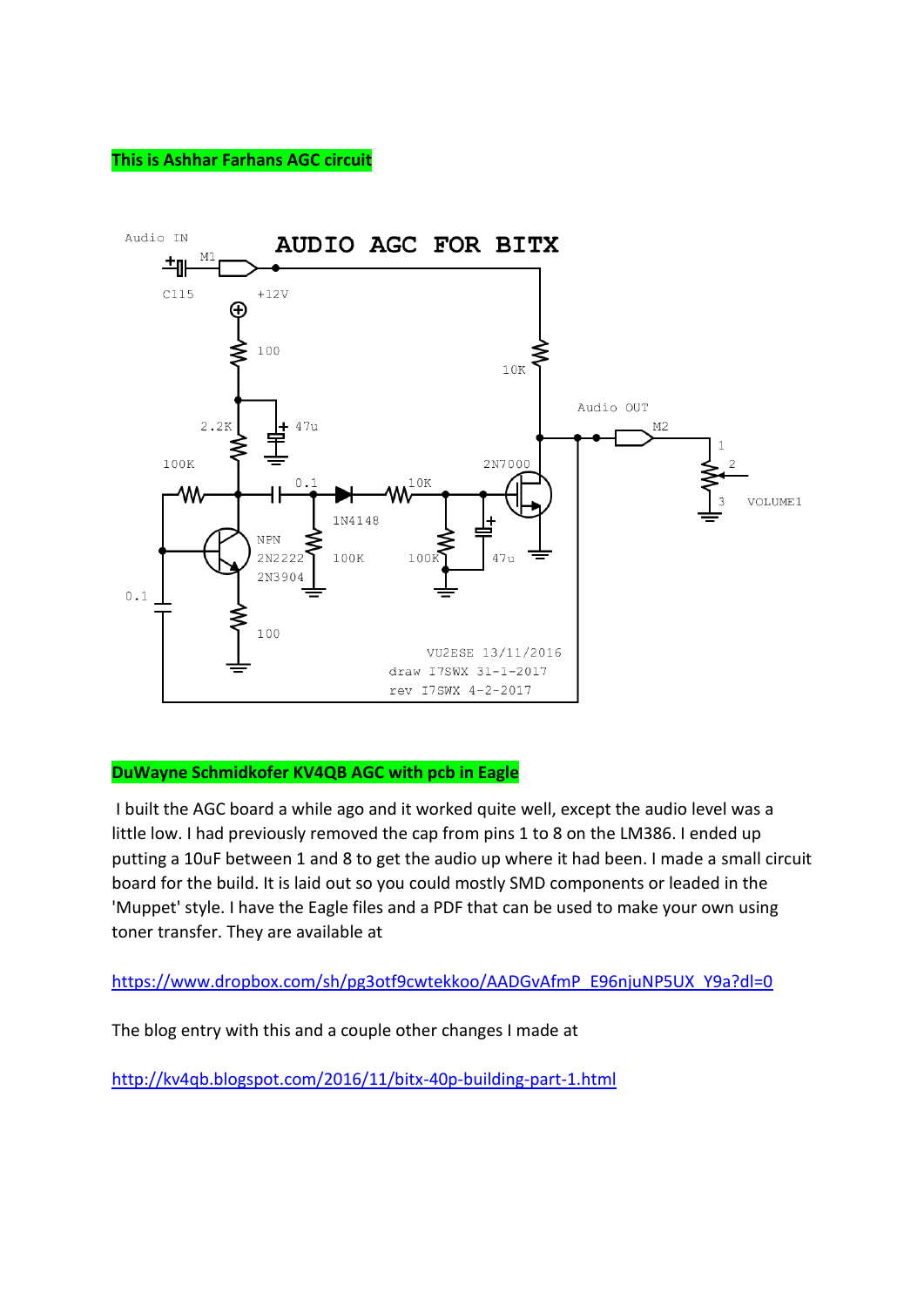**This is Ashhar Farhans AGC circuit**

**DuWayne Schmidkofer KV4QB AGC with pcb in Eagle**

I built the AGC board a while ago and it worked quite well, except the audio level was a little low. I had previously removed the cap from pins 1 to 8 on the LM386. I ended up putting a 10uF between 1 and 8 to get the audio up where it had been. I made a small circuit board for the build. It is laid out so you could mostly SMD components or leaded in the 'Muppet' style. I have the Eagle files and a PDF that can be used to make your own using toner transfer. They are available at

https://www.dropbox.com/sh/pg3otf9cwtekkoo/AADGvAfmP_E96njuNP5UX_Y9a?dl=0

The blog entry with this and a couple other changes I made at

http://kv4qb.blogspot.com/2016/11/bitx-40p-building-part-1.html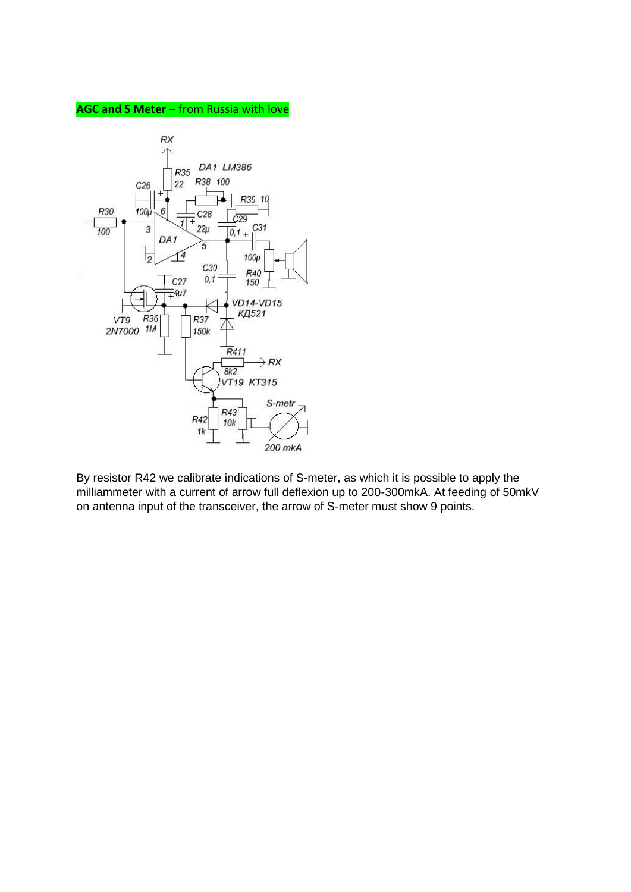**AGC and S Meter** – from Russia with love

RX

R35

22

DA1 LM386

R38 100

C26

R39 10

R30

100µ

6

C28

C29

100

3

1

22µ

0,1

C31

DA1

5

2

4

100µ

C30

R40

0,1

150

C27

4µ7

VD14-VD15

VT9

R36

R37

КД521

2N7000

1M

150k

R411

RX

8k2

VT19 KT315

S-metr

R43

R42

10k

1k

200 mkA

By resistor R42 we calibrate indications of S-meter, as which it is possible to apply the milliammeter with a current of arrow full deflexion up to 200-300mkA. At feeding of 50mkV on antenna input of the transceiver, the arrow of S-meter must show 9 points.